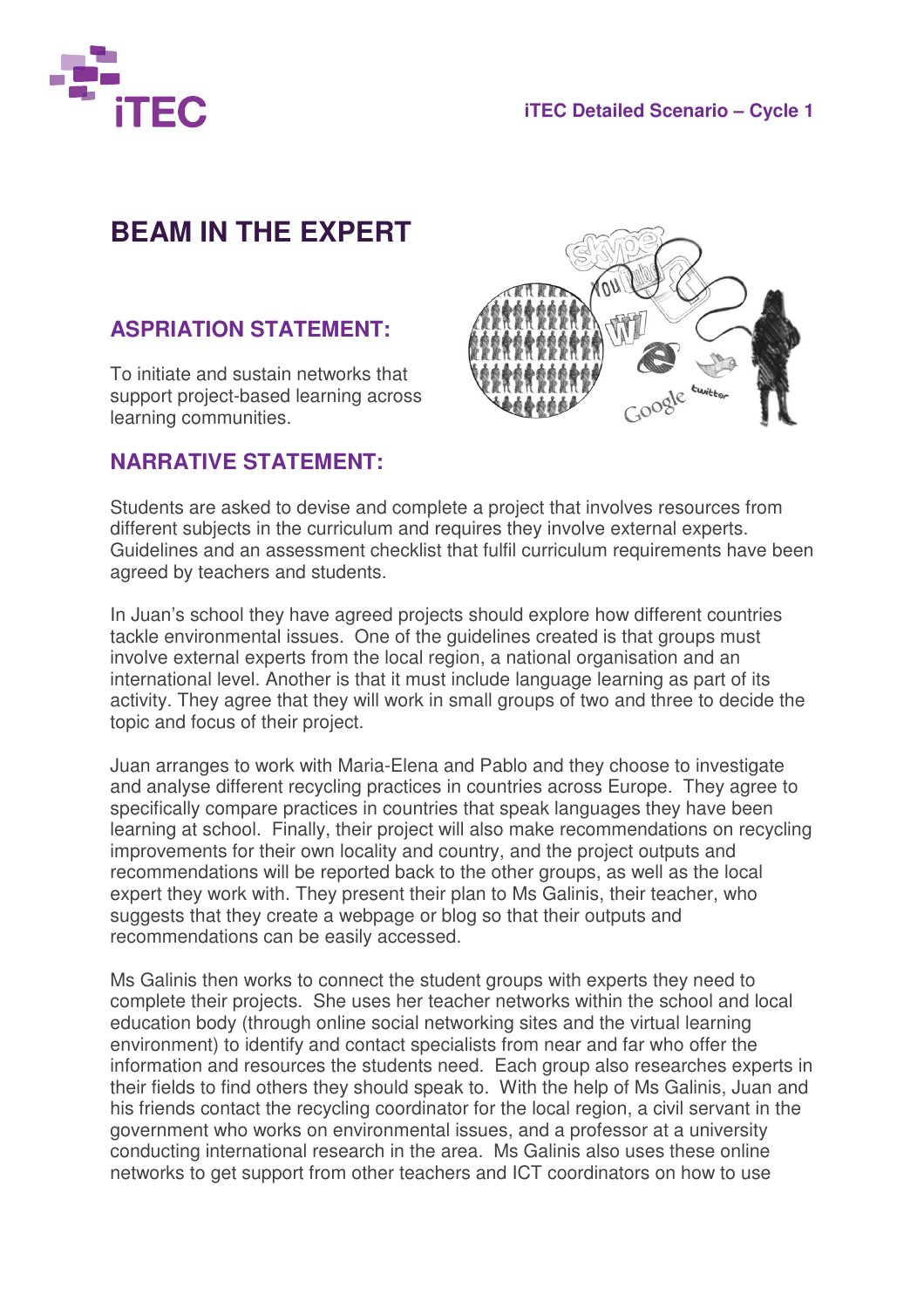# BEAM IN THE EXPERT

## ASPRIATION STATEMENT:

To initiate and sustain networks that support project-based learning across learning communities.

## NARRATIVE STATEMENT:

Students are asked to devise and complete a project that involves resources from different subjects in the curriculum and requires they involve external experts. Guidelines and an assessment checklist that fulfil curriculum requirements have been agreed by teachers and students.

In Juan's school they have agreed projects should explore how different countries tackle environmental issues. One of the guidelines created is that groups must involve external experts from the local region, a national organisation and an international level. Another is that it must include language learning as part of its activity. They agree that they will work in small groups of two and three to decide the topic and focus of their project.

Juan arranges to work with Maria-Elena and Pablo and they choose to investigate and analyse different recycling practices in countries across Europe. They agree to specifically compare practices in countries that speak languages they have been learning at school. Finally, their project will also make recommendations on recycling improvements for their own locality and country, and the project outputs and recommendations will be reported back to the other groups, as well as the local expert they work with. They present their plan to Ms Galinis, their teacher, who suggests that they create a webpage or blog so that their outputs and recommendations can be easily accessed.

Ms Galinis then works to connect the student groups with experts they need to complete their projects. She uses her teacher networks within the school and local education body (through online social networking sites and the virtual learning environment) to identify and contact specialists from near and far who offer the information and resources the students need. Each group also researches experts in their fields to find others they should speak to. With the help of Ms Galinis, Juan and his friends contact the recycling coordinator for the local region, a civil servant in the government who works on environmental issues, and a professor at a university conducting international research in the area. Ms Galinis also uses these online networks to get support from other teachers and ICT coordinators on how to use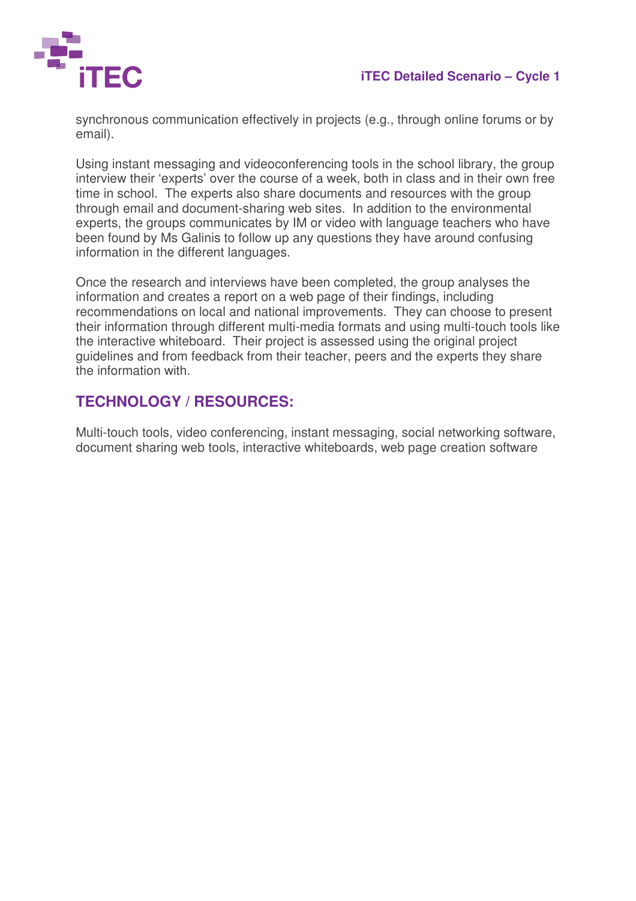synchronous communication effectively in projects (e.g., through online forums or by email).

Using instant messaging and videoconferencing tools in the school library, the group interview their 'experts' over the course of a week, both in class and in their own free time in school. The experts also share documents and resources with the group through email and document-sharing web sites. In addition to the environmental experts, the groups communicates by IM or video with language teachers who have been found by Ms Galinis to follow up any questions they have around confusing information in the different languages.

Once the research and interviews have been completed, the group analyses the information and creates a report on a web page of their findings, including recommendations on local and national improvements. They can choose to present their information through different multi-media formats and using multi-touch tools like the interactive whiteboard. Their project is assessed using the original project guidelines and from feedback from their teacher, peers and the experts they share the information with.

## TECHNOLOGY / RESOURCES:

Multi-touch tools, video conferencing, instant messaging, social networking software, document sharing web tools, interactive whiteboards, web page creation software